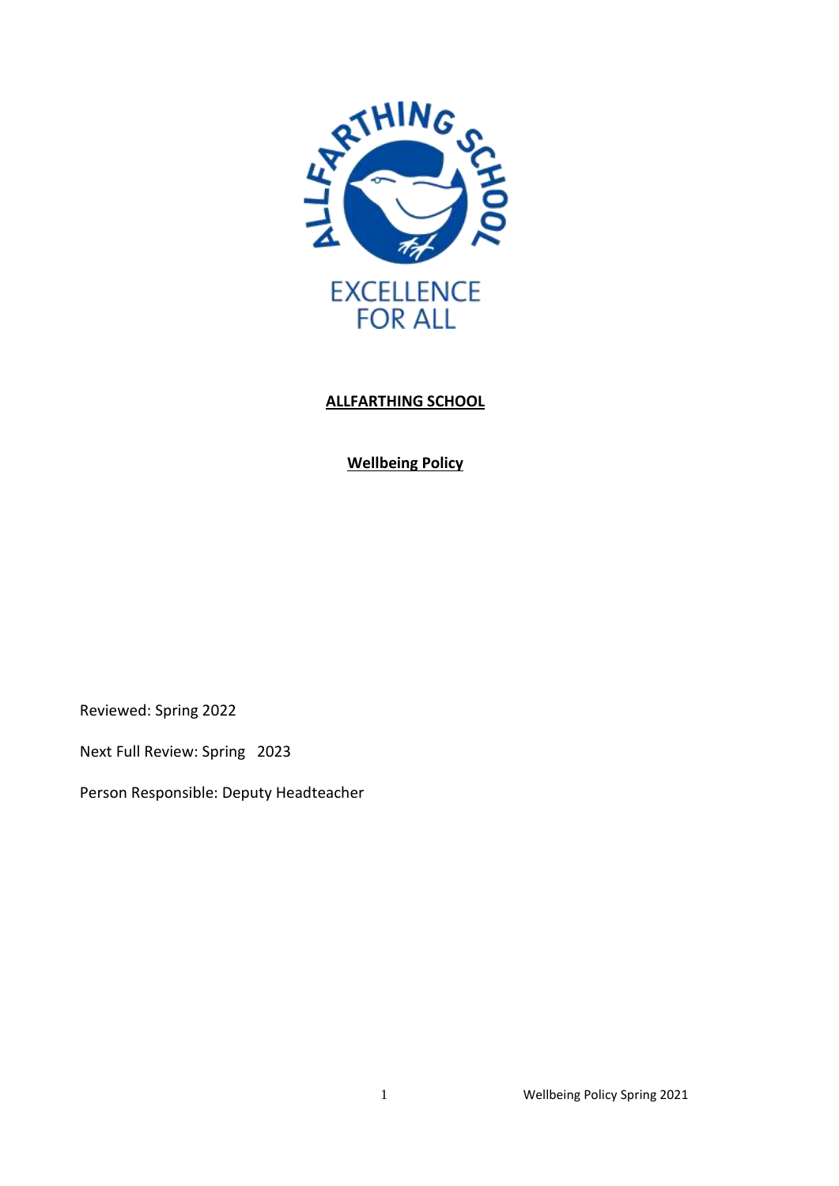ALLFARTHING SCHOOL

EXCELLENCE FOR ALL

**ALLFARTHING SCHOOL**

**Wellbeing Policy**

Reviewed: Spring 2022

Next Full Review: Spring 2023

Person Responsible: Deputy Headteacher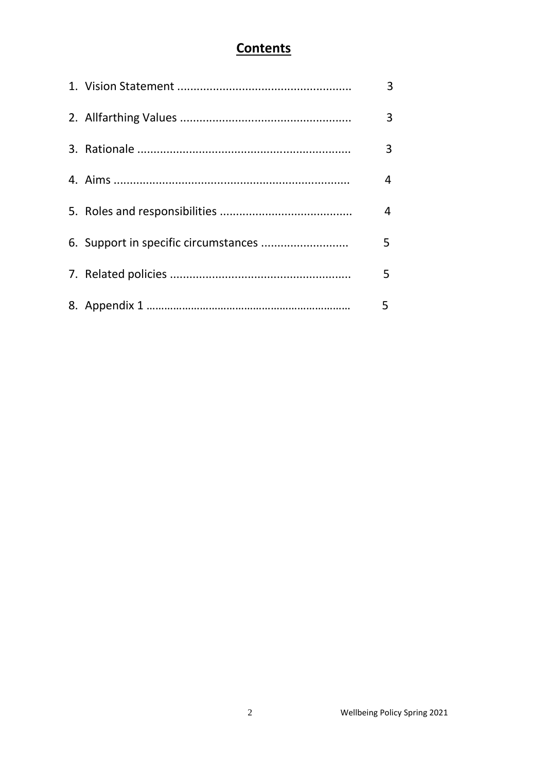# Contents

1. Vision Statement ..................................................... 3
2. Allfarthing Values ..................................................... 3
3. Rationale ................................................................. 3
4. Aims ........................................................................ 4
5. Roles and responsibilities ........................................ 4
6. Support in specific circumstances ........................... 5
7. Related policies ....................................................... 5
8. Appendix 1 ………………………………………………………… 5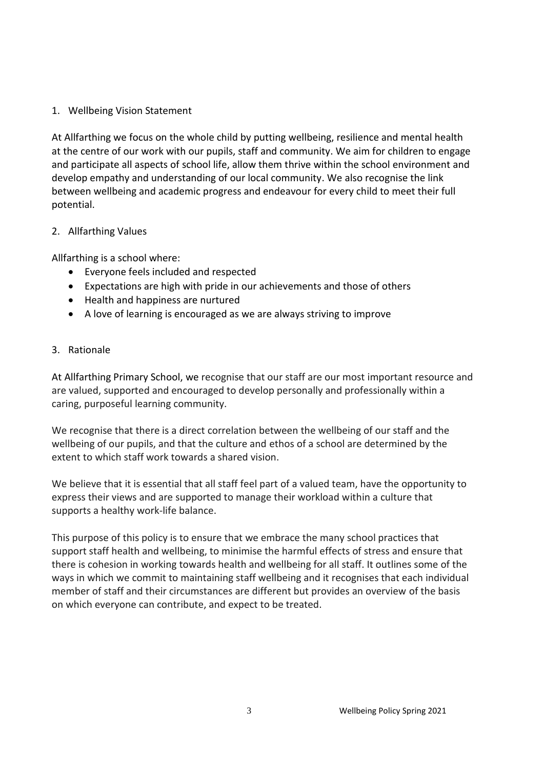## 1. Wellbeing Vision Statement

At Allfarthing we focus on the whole child by putting wellbeing, resilience and mental health at the centre of our work with our pupils, staff and community. We aim for children to engage and participate all aspects of school life, allow them thrive within the school environment and develop empathy and understanding of our local community. We also recognise the link between wellbeing and academic progress and endeavour for every child to meet their full potential.

## 2. Allfarthing Values

Allfarthing is a school where:

- Everyone feels included and respected
- Expectations are high with pride in our achievements and those of others
- Health and happiness are nurtured
- A love of learning is encouraged as we are always striving to improve

## 3. Rationale

At Allfarthing Primary School, we recognise that our staff are our most important resource and are valued, supported and encouraged to develop personally and professionally within a caring, purposeful learning community.

We recognise that there is a direct correlation between the wellbeing of our staff and the wellbeing of our pupils, and that the culture and ethos of a school are determined by the extent to which staff work towards a shared vision.

We believe that it is essential that all staff feel part of a valued team, have the opportunity to express their views and are supported to manage their workload within a culture that supports a healthy work-life balance.

This purpose of this policy is to ensure that we embrace the many school practices that support staff health and wellbeing, to minimise the harmful effects of stress and ensure that there is cohesion in working towards health and wellbeing for all staff. It outlines some of the ways in which we commit to maintaining staff wellbeing and it recognises that each individual member of staff and their circumstances are different but provides an overview of the basis on which everyone can contribute, and expect to be treated.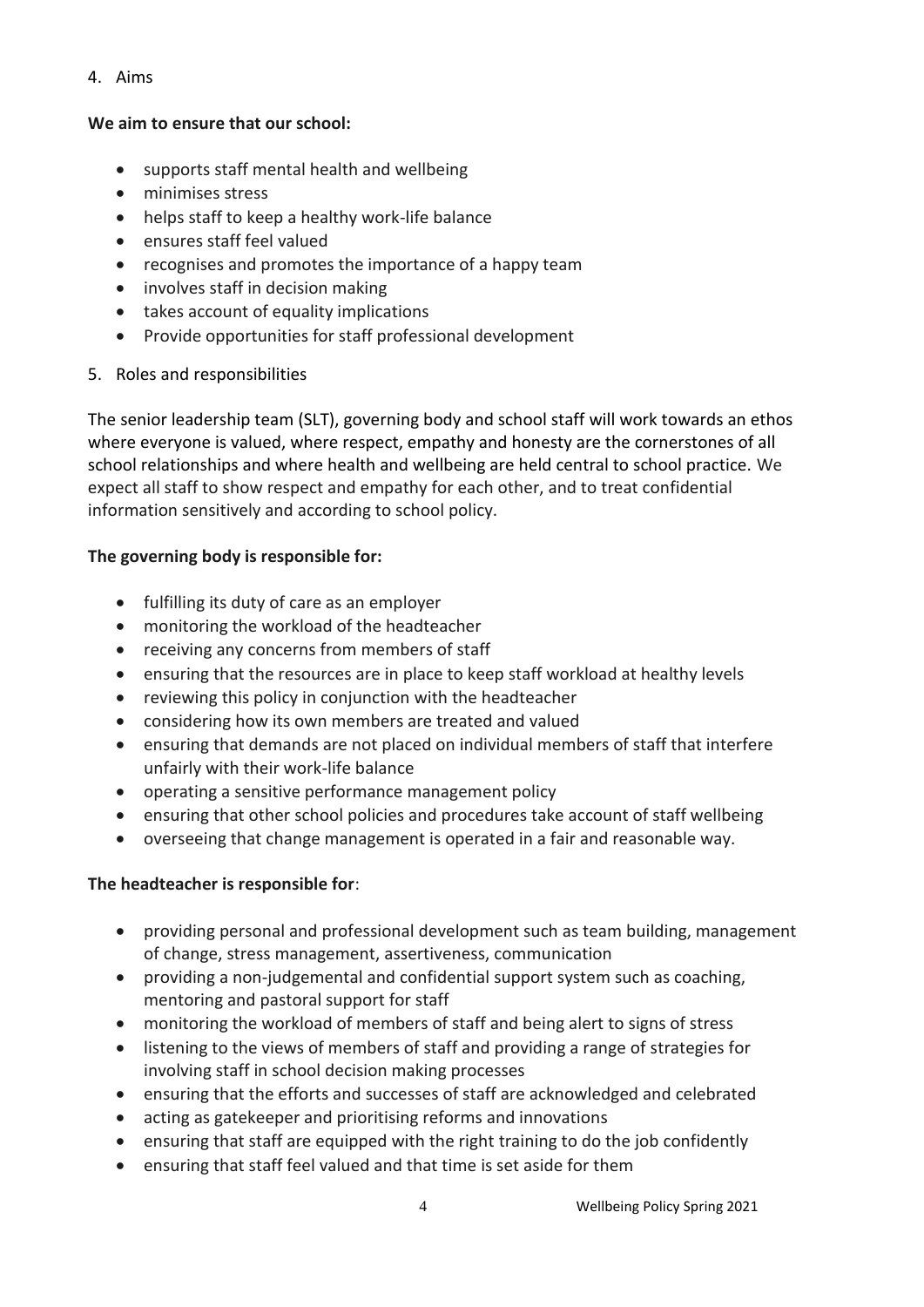## 4. Aims

**We aim to ensure that our school:**

- supports staff mental health and wellbeing
- minimises stress
- helps staff to keep a healthy work-life balance
- ensures staff feel valued
- recognises and promotes the importance of a happy team
- involves staff in decision making
- takes account of equality implications
- Provide opportunities for staff professional development

## 5. Roles and responsibilities

The senior leadership team (SLT), governing body and school staff will work towards an ethos where everyone is valued, where respect, empathy and honesty are the cornerstones of all school relationships and where health and wellbeing are held central to school practice. We expect all staff to show respect and empathy for each other, and to treat confidential information sensitively and according to school policy.

**The governing body is responsible for:**

- fulfilling its duty of care as an employer
- monitoring the workload of the headteacher
- receiving any concerns from members of staff
- ensuring that the resources are in place to keep staff workload at healthy levels
- reviewing this policy in conjunction with the headteacher
- considering how its own members are treated and valued
- ensuring that demands are not placed on individual members of staff that interfere unfairly with their work-life balance
- operating a sensitive performance management policy
- ensuring that other school policies and procedures take account of staff wellbeing
- overseeing that change management is operated in a fair and reasonable way.

**The headteacher is responsible for**:

- providing personal and professional development such as team building, management of change, stress management, assertiveness, communication
- providing a non-judgemental and confidential support system such as coaching, mentoring and pastoral support for staff
- monitoring the workload of members of staff and being alert to signs of stress
- listening to the views of members of staff and providing a range of strategies for involving staff in school decision making processes
- ensuring that the efforts and successes of staff are acknowledged and celebrated
- acting as gatekeeper and prioritising reforms and innovations
- ensuring that staff are equipped with the right training to do the job confidently
- ensuring that staff feel valued and that time is set aside for them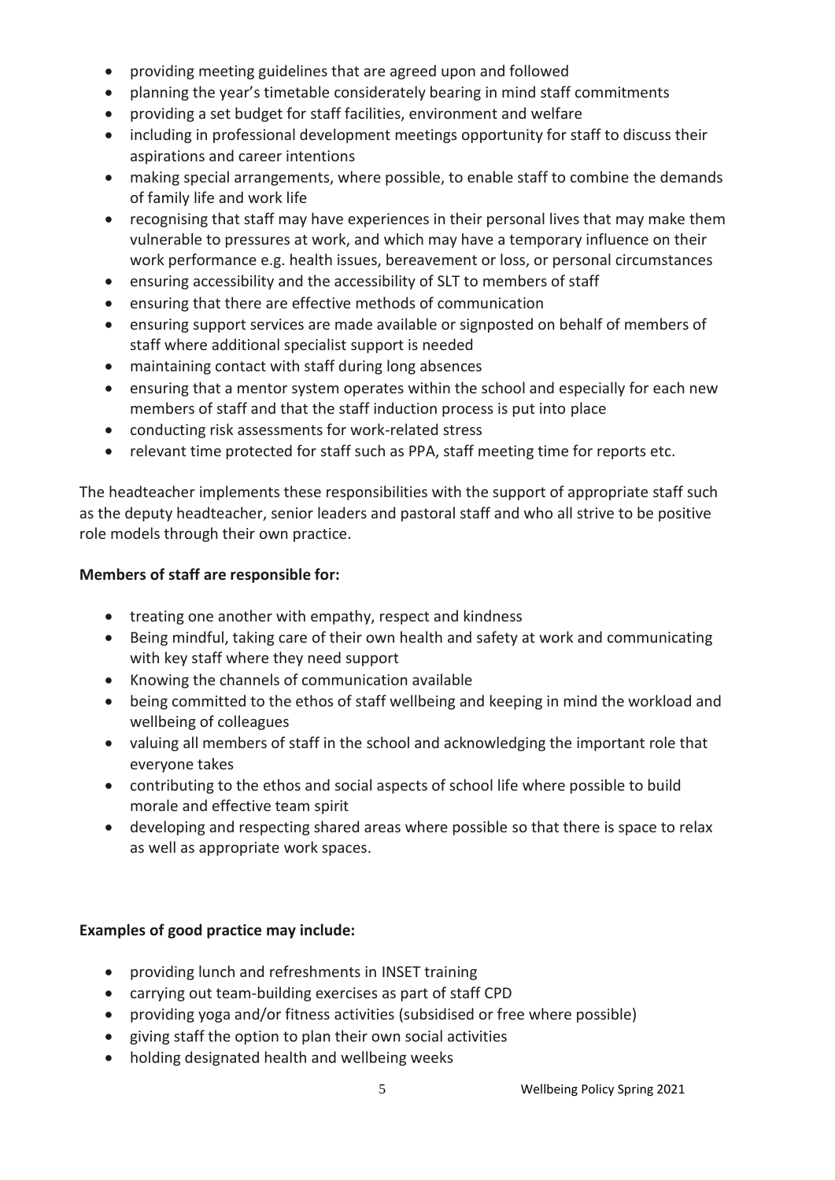- providing meeting guidelines that are agreed upon and followed
- planning the year's timetable considerately bearing in mind staff commitments
- providing a set budget for staff facilities, environment and welfare
- including in professional development meetings opportunity for staff to discuss their aspirations and career intentions
- making special arrangements, where possible, to enable staff to combine the demands of family life and work life
- recognising that staff may have experiences in their personal lives that may make them vulnerable to pressures at work, and which may have a temporary influence on their work performance e.g. health issues, bereavement or loss, or personal circumstances
- ensuring accessibility and the accessibility of SLT to members of staff
- ensuring that there are effective methods of communication
- ensuring support services are made available or signposted on behalf of members of staff where additional specialist support is needed
- maintaining contact with staff during long absences
- ensuring that a mentor system operates within the school and especially for each new members of staff and that the staff induction process is put into place
- conducting risk assessments for work-related stress
- relevant time protected for staff such as PPA, staff meeting time for reports etc.

The headteacher implements these responsibilities with the support of appropriate staff such as the deputy headteacher, senior leaders and pastoral staff and who all strive to be positive role models through their own practice.

**Members of staff are responsible for:**

- treating one another with empathy, respect and kindness
- Being mindful, taking care of their own health and safety at work and communicating with key staff where they need support
- Knowing the channels of communication available
- being committed to the ethos of staff wellbeing and keeping in mind the workload and wellbeing of colleagues
- valuing all members of staff in the school and acknowledging the important role that everyone takes
- contributing to the ethos and social aspects of school life where possible to build morale and effective team spirit
- developing and respecting shared areas where possible so that there is space to relax as well as appropriate work spaces.

**Examples of good practice may include:**

- providing lunch and refreshments in INSET training
- carrying out team-building exercises as part of staff CPD
- providing yoga and/or fitness activities (subsidised or free where possible)
- giving staff the option to plan their own social activities
- holding designated health and wellbeing weeks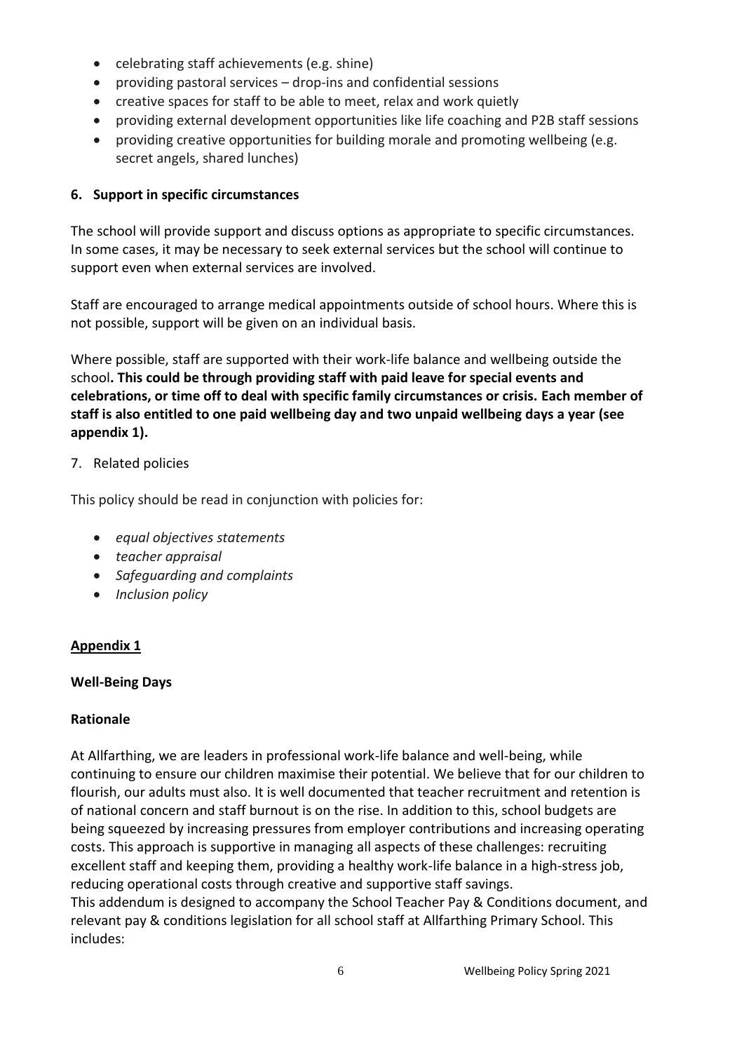- celebrating staff achievements (e.g. shine)
- providing pastoral services – drop-ins and confidential sessions
- creative spaces for staff to be able to meet, relax and work quietly
- providing external development opportunities like life coaching and P2B staff sessions
- providing creative opportunities for building morale and promoting wellbeing (e.g. secret angels, shared lunches)

**6. Support in specific circumstances**

The school will provide support and discuss options as appropriate to specific circumstances. In some cases, it may be necessary to seek external services but the school will continue to support even when external services are involved.

Staff are encouraged to arrange medical appointments outside of school hours. Where this is not possible, support will be given on an individual basis.

Where possible, staff are supported with their work-life balance and wellbeing outside the school**. This could be through providing staff with paid leave for special events and celebrations, or time off to deal with specific family circumstances or crisis. Each member of staff is also entitled to one paid wellbeing day and two unpaid wellbeing days a year (see appendix 1).**

7. Related policies

This policy should be read in conjunction with policies for:

- *equal objectives statements*
- *teacher appraisal*
- *Safeguarding and complaints*
- *Inclusion policy*

**<u>Appendix 1</u>**

**Well-Being Days**

**Rationale**

At Allfarthing, we are leaders in professional work-life balance and well-being, while continuing to ensure our children maximise their potential. We believe that for our children to flourish, our adults must also. It is well documented that teacher recruitment and retention is of national concern and staff burnout is on the rise. In addition to this, school budgets are being squeezed by increasing pressures from employer contributions and increasing operating costs. This approach is supportive in managing all aspects of these challenges: recruiting excellent staff and keeping them, providing a healthy work-life balance in a high-stress job, reducing operational costs through creative and supportive staff savings.
This addendum is designed to accompany the School Teacher Pay & Conditions document, and relevant pay & conditions legislation for all school staff at Allfarthing Primary School. This includes: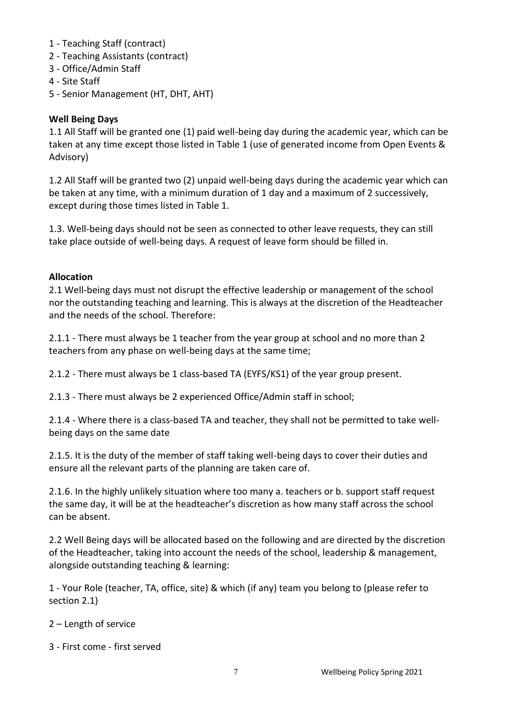1 - Teaching Staff (contract)
2 - Teaching Assistants (contract)
3 - Office/Admin Staff
4 - Site Staff
5 - Senior Management (HT, DHT, AHT)

**Well Being Days**

1.1 All Staff will be granted one (1) paid well-being day during the academic year, which can be taken at any time except those listed in Table 1 (use of generated income from Open Events & Advisory)

1.2 All Staff will be granted two (2) unpaid well-being days during the academic year which can be taken at any time, with a minimum duration of 1 day and a maximum of 2 successively, except during those times listed in Table 1.

1.3. Well-being days should not be seen as connected to other leave requests, they can still take place outside of well-being days. A request of leave form should be filled in.

**Allocation**

2.1 Well-being days must not disrupt the effective leadership or management of the school nor the outstanding teaching and learning. This is always at the discretion of the Headteacher and the needs of the school. Therefore:

2.1.1 - There must always be 1 teacher from the year group at school and no more than 2 teachers from any phase on well-being days at the same time;

2.1.2 - There must always be 1 class-based TA (EYFS/KS1) of the year group present.

2.1.3 - There must always be 2 experienced Office/Admin staff in school;

2.1.4 - Where there is a class-based TA and teacher, they shall not be permitted to take well-being days on the same date

2.1.5. It is the duty of the member of staff taking well-being days to cover their duties and ensure all the relevant parts of the planning are taken care of.

2.1.6. In the highly unlikely situation where too many a. teachers or b. support staff request the same day, it will be at the headteacher's discretion as how many staff across the school can be absent.

2.2 Well Being days will be allocated based on the following and are directed by the discretion of the Headteacher, taking into account the needs of the school, leadership & management, alongside outstanding teaching & learning:

1 - Your Role (teacher, TA, office, site) & which (if any) team you belong to (please refer to section 2.1)

2 – Length of service

3 - First come - first served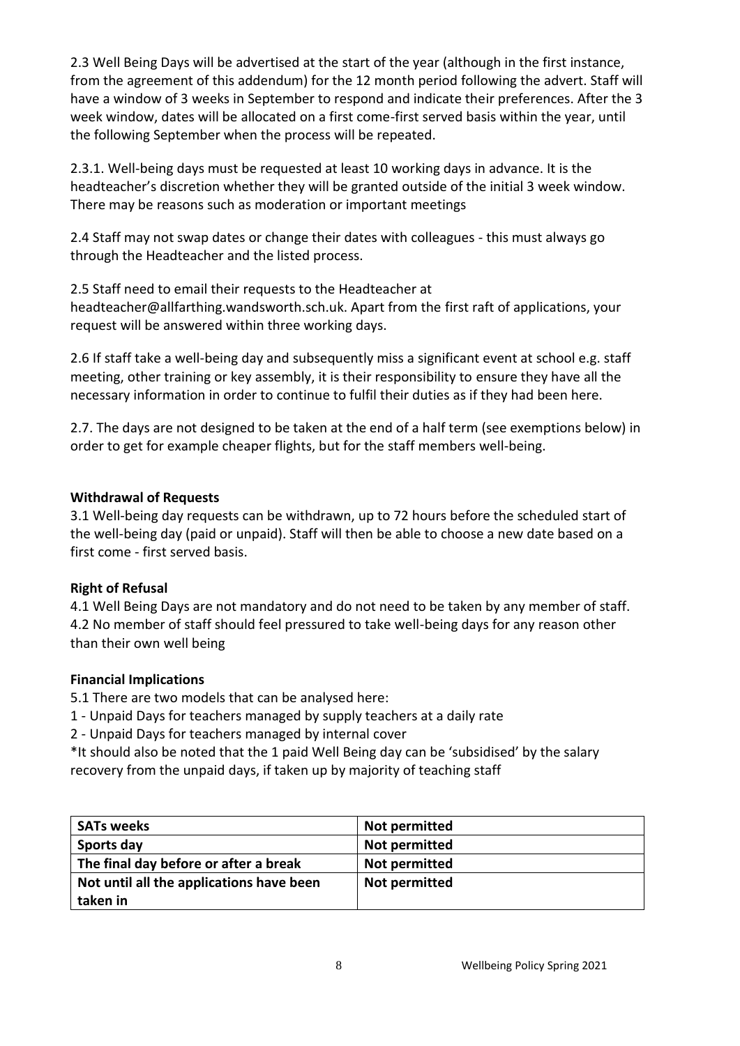2.3 Well Being Days will be advertised at the start of the year (although in the first instance, from the agreement of this addendum) for the 12 month period following the advert. Staff will have a window of 3 weeks in September to respond and indicate their preferences. After the 3 week window, dates will be allocated on a first come-first served basis within the year, until the following September when the process will be repeated.

2.3.1. Well-being days must be requested at least 10 working days in advance. It is the headteacher's discretion whether they will be granted outside of the initial 3 week window. There may be reasons such as moderation or important meetings

2.4 Staff may not swap dates or change their dates with colleagues - this must always go through the Headteacher and the listed process.

2.5 Staff need to email their requests to the Headteacher at headteacher@allfarthing.wandsworth.sch.uk. Apart from the first raft of applications, your request will be answered within three working days.

2.6 If staff take a well-being day and subsequently miss a significant event at school e.g. staff meeting, other training or key assembly, it is their responsibility to ensure they have all the necessary information in order to continue to fulfil their duties as if they had been here.

2.7. The days are not designed to be taken at the end of a half term (see exemptions below) in order to get for example cheaper flights, but for the staff members well-being.

**Withdrawal of Requests**

3.1 Well-being day requests can be withdrawn, up to 72 hours before the scheduled start of the well-being day (paid or unpaid). Staff will then be able to choose a new date based on a first come - first served basis.

**Right of Refusal**

4.1 Well Being Days are not mandatory and do not need to be taken by any member of staff.
4.2 No member of staff should feel pressured to take well-being days for any reason other than their own well being

**Financial Implications**

5.1 There are two models that can be analysed here:
1 - Unpaid Days for teachers managed by supply teachers at a daily rate
2 - Unpaid Days for teachers managed by internal cover
*It should also be noted that the 1 paid Well Being day can be 'subsidised' by the salary recovery from the unpaid days, if taken up by majority of teaching staff

| | |
|---|---|
| **SATs weeks** | **Not permitted** |
| **Sports day** | **Not permitted** |
| **The final day before or after a break** | **Not permitted** |
| **Not until all the applications have been taken in** | **Not permitted** |